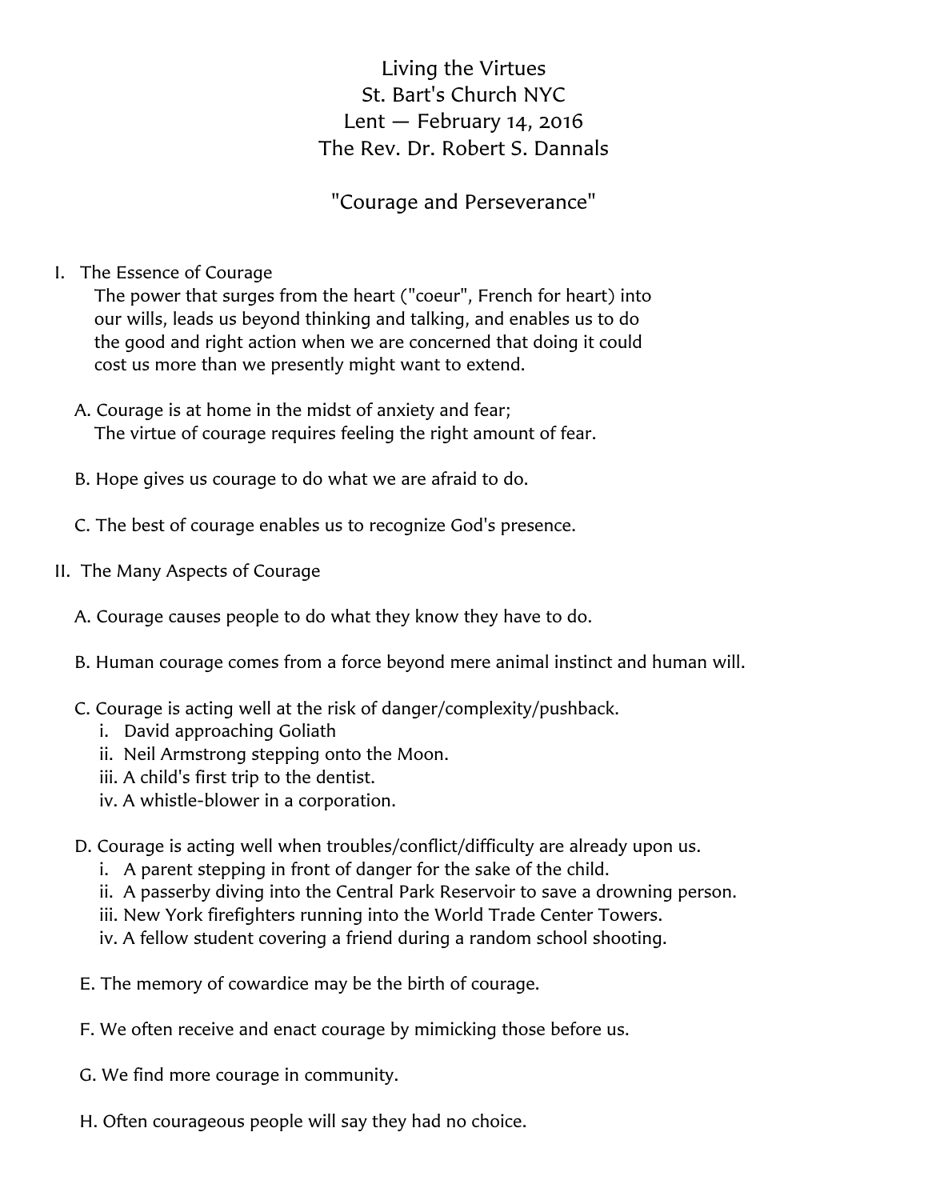# Living the Virtues

St. Bart's Church NYC

Lent — February 14, 2016

The Rev. Dr. Robert S. Dannals

## "Courage and Perseverance"

I. The Essence of Courage

The power that surges from the heart ("coeur", French for heart) into our wills, leads us beyond thinking and talking, and enables us to do the good and right action when we are concerned that doing it could cost us more than we presently might want to extend.

A. Courage is at home in the midst of anxiety and fear;
The virtue of courage requires feeling the right amount of fear.

B. Hope gives us courage to do what we are afraid to do.

C. The best of courage enables us to recognize God's presence.

II. The Many Aspects of Courage

A. Courage causes people to do what they know they have to do.

B. Human courage comes from a force beyond mere animal instinct and human will.

C. Courage is acting well at the risk of danger/complexity/pushback.
   i. David approaching Goliath
   ii. Neil Armstrong stepping onto the Moon.
   iii. A child's first trip to the dentist.
   iv. A whistle-blower in a corporation.

D. Courage is acting well when troubles/conflict/difficulty are already upon us.
   i. A parent stepping in front of danger for the sake of the child.
   ii. A passerby diving into the Central Park Reservoir to save a drowning person.
   iii. New York firefighters running into the World Trade Center Towers.
   iv. A fellow student covering a friend during a random school shooting.

E. The memory of cowardice may be the birth of courage.

F. We often receive and enact courage by mimicking those before us.

G. We find more courage in community.

H. Often courageous people will say they had no choice.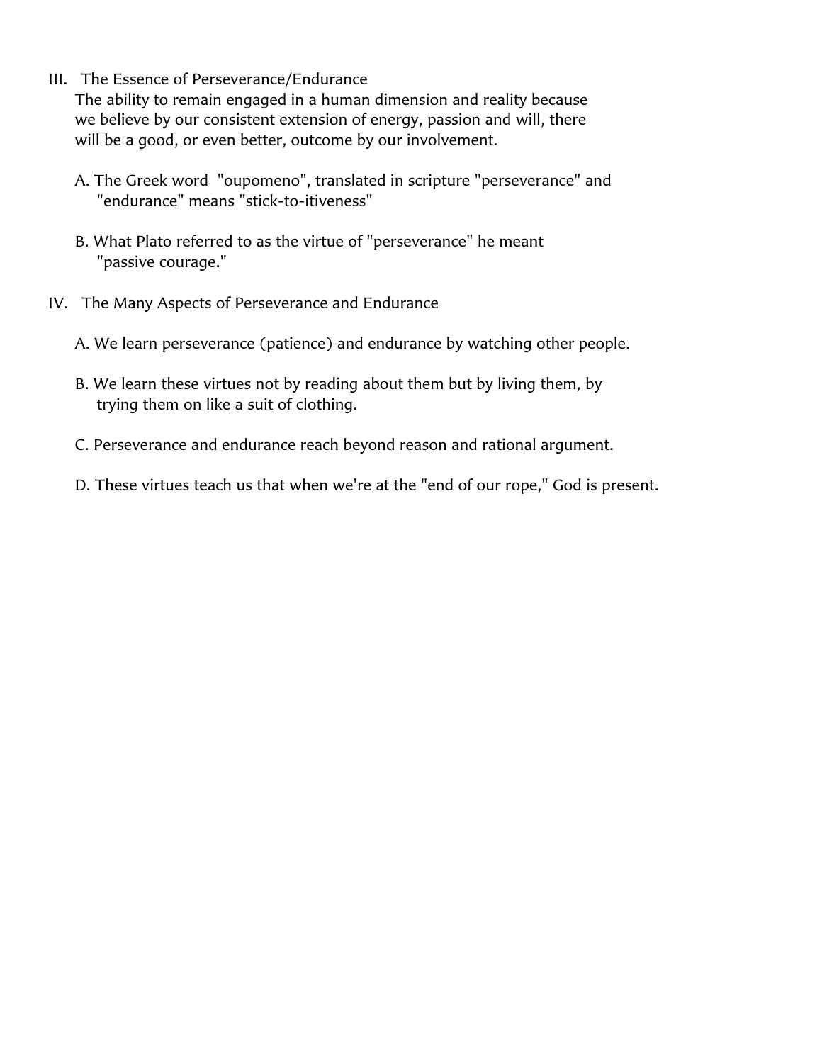III. The Essence of Perseverance/Endurance

The ability to remain engaged in a human dimension and reality because we believe by our consistent extension of energy, passion and will, there will be a good, or even better, outcome by our involvement.

A. The Greek word "oupomeno", translated in scripture "perseverance" and "endurance" means "stick-to-itiveness"

B. What Plato referred to as the virtue of "perseverance" he meant "passive courage."

IV. The Many Aspects of Perseverance and Endurance

A. We learn perseverance (patience) and endurance by watching other people.

B. We learn these virtues not by reading about them but by living them, by trying them on like a suit of clothing.

C. Perseverance and endurance reach beyond reason and rational argument.

D. These virtues teach us that when we're at the "end of our rope," God is present.